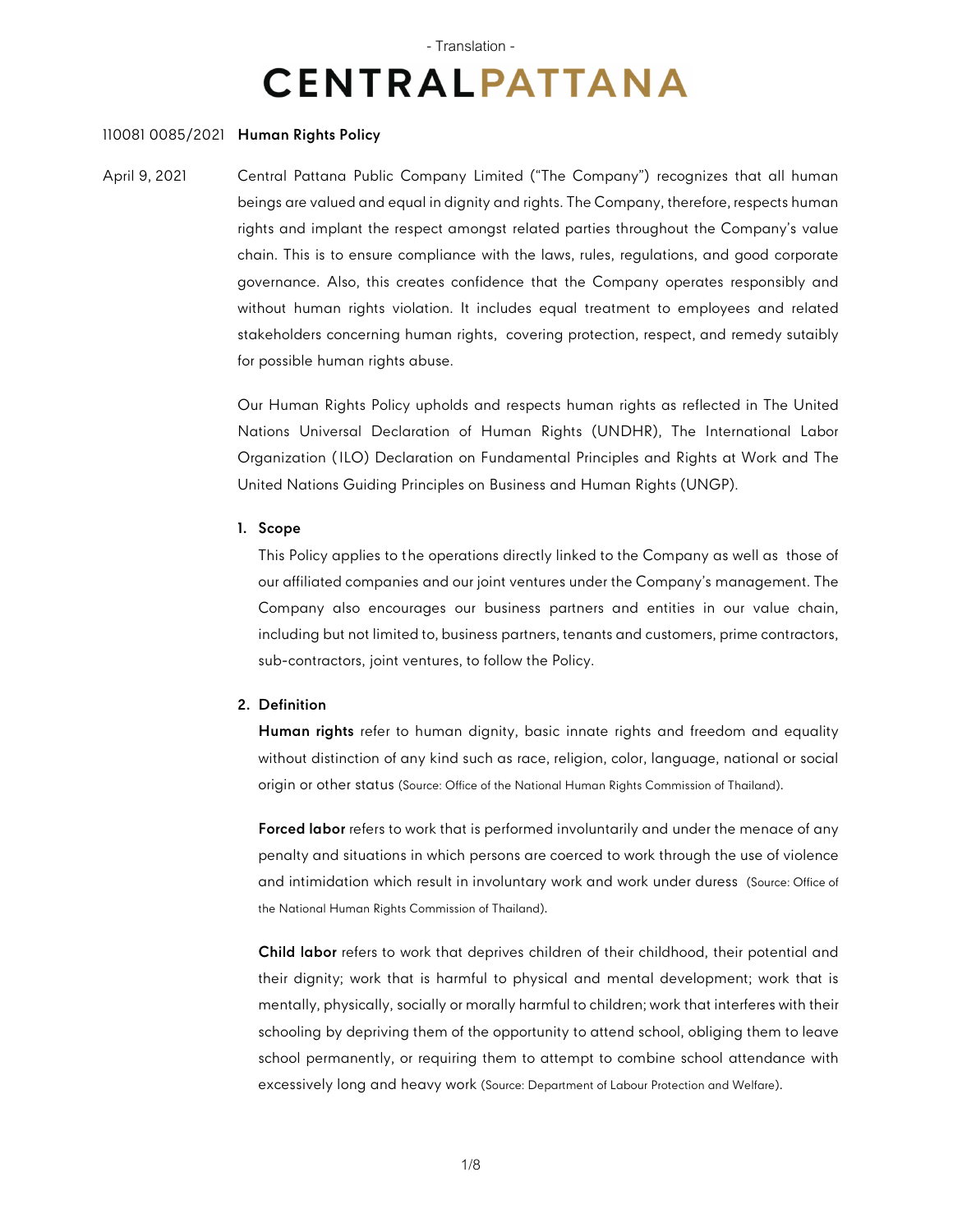- Translation -

# CENTRALPATTANA

110081 0085/2021 **Human Rights Policy**

April 9, 2021

Central Pattana Public Company Limited ("The Company") recognizes that all human beings are valued and equal in dignity and rights. The Company, therefore, respects human rights and implant the respect amongst related parties throughout the Company's value chain. This is to ensure compliance with the laws, rules, regulations, and good corporate governance. Also, this creates confidence that the Company operates responsibly and without human rights violation. It includes equal treatment to employees and related stakeholders concerning human rights, covering protection, respect, and remedy sutaibly for possible human rights abuse.

Our Human Rights Policy upholds and respects human rights as reflected in The United Nations Universal Declaration of Human Rights (UNDHR), The International Labor Organization (ILO) Declaration on Fundamental Principles and Rights at Work and The United Nations Guiding Principles on Business and Human Rights (UNGP).

## 1. Scope

This Policy applies to the operations directly linked to the Company as well as those of our affiliated companies and our joint ventures under the Company's management. The Company also encourages our business partners and entities in our value chain, including but not limited to, business partners, tenants and customers, prime contractors, sub-contractors, joint ventures, to follow the Policy.

## 2. Definition

**Human rights** refer to human dignity, basic innate rights and freedom and equality without distinction of any kind such as race, religion, color, language, national or social origin or other status (Source: Office of the National Human Rights Commission of Thailand).

**Forced labor** refers to work that is performed involuntarily and under the menace of any penalty and situations in which persons are coerced to work through the use of violence and intimidation which result in involuntary work and work under duress (Source: Office of the National Human Rights Commission of Thailand).

**Child labor** refers to work that deprives children of their childhood, their potential and their dignity; work that is harmful to physical and mental development; work that is mentally, physically, socially or morally harmful to children; work that interferes with their schooling by depriving them of the opportunity to attend school, obliging them to leave school permanently, or requiring them to attempt to combine school attendance with excessively long and heavy work (Source: Department of Labour Protection and Welfare).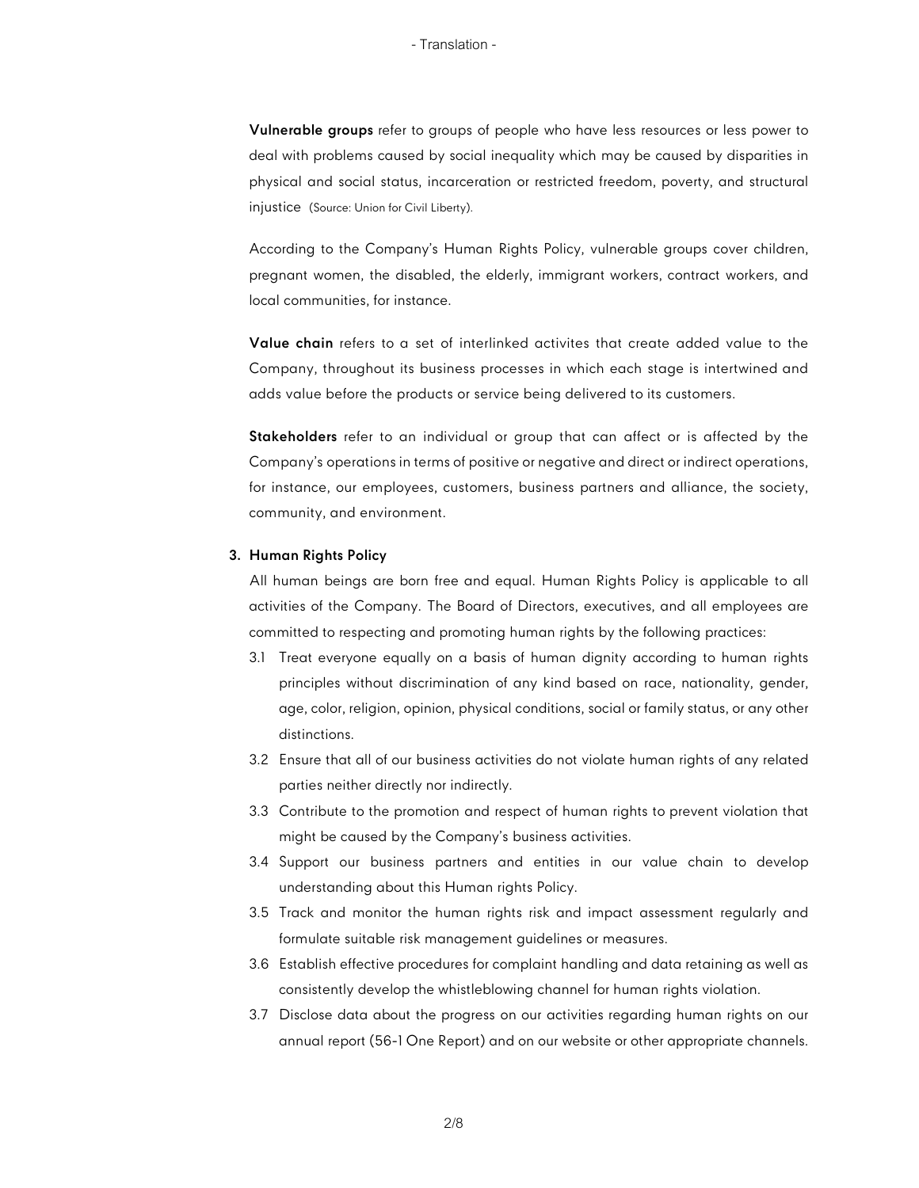**Vulnerable groups** refer to groups of people who have less resources or less power to deal with problems caused by social inequality which may be caused by disparities in physical and social status, incarceration or restricted freedom, poverty, and structural injustice (Source: Union for Civil Liberty).

According to the Company's Human Rights Policy, vulnerable groups cover children, pregnant women, the disabled, the elderly, immigrant workers, contract workers, and local communities, for instance.

**Value chain** refers to a set of interlinked activites that create added value to the Company, throughout its business processes in which each stage is intertwined and adds value before the products or service being delivered to its customers.

**Stakeholders** refer to an individual or group that can affect or is affected by the Company's operations in terms of positive or negative and direct or indirect operations, for instance, our employees, customers, business partners and alliance, the society, community, and environment.

## 3. Human Rights Policy

All human beings are born free and equal. Human Rights Policy is applicable to all activities of the Company. The Board of Directors, executives, and all employees are committed to respecting and promoting human rights by the following practices:

- 3.1 Treat everyone equally on a basis of human dignity according to human rights principles without discrimination of any kind based on race, nationality, gender, age, color, religion, opinion, physical conditions, social or family status, or any other distinctions.
- 3.2 Ensure that all of our business activities do not violate human rights of any related parties neither directly nor indirectly.
- 3.3 Contribute to the promotion and respect of human rights to prevent violation that might be caused by the Company's business activities.
- 3.4 Support our business partners and entities in our value chain to develop understanding about this Human rights Policy.
- 3.5 Track and monitor the human rights risk and impact assessment regularly and formulate suitable risk management guidelines or measures.
- 3.6 Establish effective procedures for complaint handling and data retaining as well as consistently develop the whistleblowing channel for human rights violation.
- 3.7 Disclose data about the progress on our activities regarding human rights on our annual report (56-1 One Report) and on our website or other appropriate channels.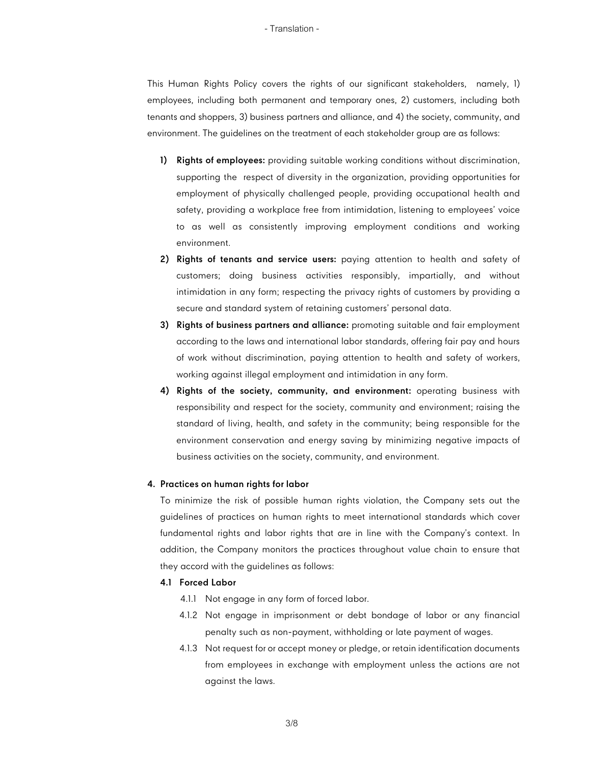This Human Rights Policy covers the rights of our significant stakeholders, namely, 1) employees, including both permanent and temporary ones, 2) customers, including both tenants and shoppers, 3) business partners and alliance, and 4) the society, community, and environment. The guidelines on the treatment of each stakeholder group are as follows:

1) **Rights of employees:** providing suitable working conditions without discrimination, supporting the respect of diversity in the organization, providing opportunities for employment of physically challenged people, providing occupational health and safety, providing a workplace free from intimidation, listening to employees' voice to as well as consistently improving employment conditions and working environment.
2) **Rights of tenants and service users:** paying attention to health and safety of customers; doing business activities responsibly, impartially, and without intimidation in any form; respecting the privacy rights of customers by providing a secure and standard system of retaining customers' personal data.
3) **Rights of business partners and alliance:** promoting suitable and fair employment according to the laws and international labor standards, offering fair pay and hours of work without discrimination, paying attention to health and safety of workers, working against illegal employment and intimidation in any form.
4) **Rights of the society, community, and environment:** operating business with responsibility and respect for the society, community and environment; raising the standard of living, health, and safety in the community; being responsible for the environment conservation and energy saving by minimizing negative impacts of business activities on the society, community, and environment.

## 4. Practices on human rights for labor

To minimize the risk of possible human rights violation, the Company sets out the guidelines of practices on human rights to meet international standards which cover fundamental rights and labor rights that are in line with the Company's context. In addition, the Company monitors the practices throughout value chain to ensure that they accord with the guidelines as follows:

### 4.1 Forced Labor

4.1.1 Not engage in any form of forced labor.

4.1.2 Not engage in imprisonment or debt bondage of labor or any financial penalty such as non-payment, withholding or late payment of wages.

4.1.3 Not request for or accept money or pledge, or retain identification documents from employees in exchange with employment unless the actions are not against the laws.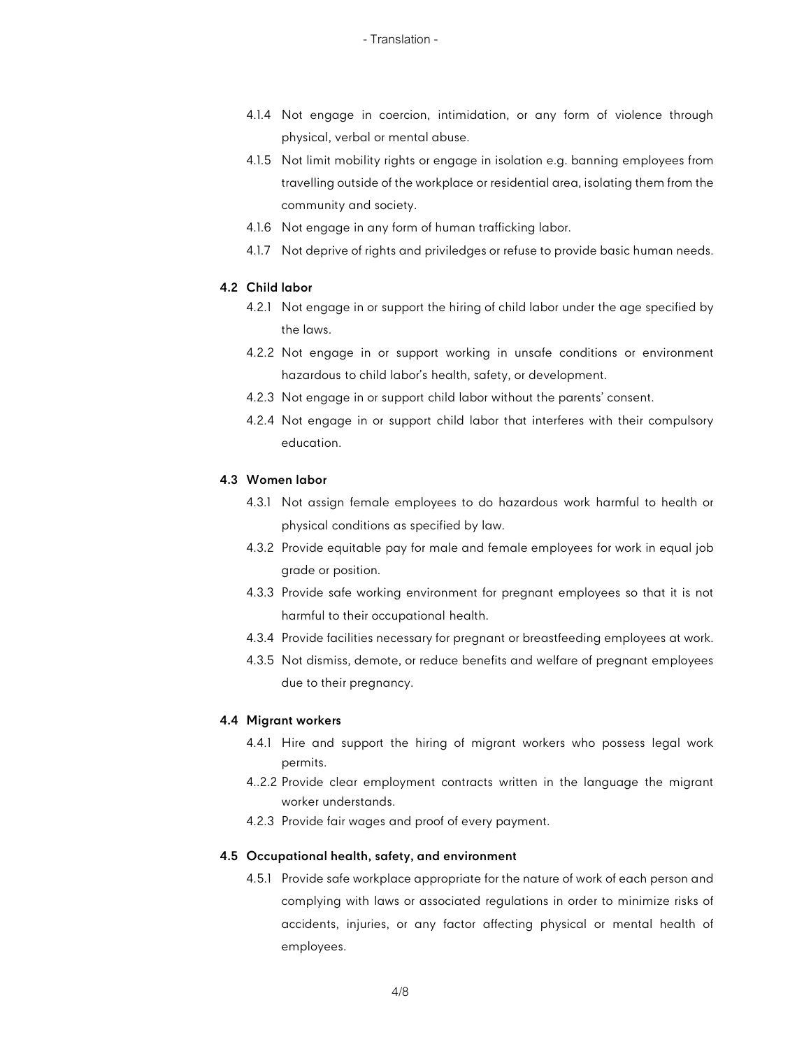4.1.4 Not engage in coercion, intimidation, or any form of violence through physical, verbal or mental abuse.

4.1.5 Not limit mobility rights or engage in isolation e.g. banning employees from travelling outside of the workplace or residential area, isolating them from the community and society.

4.1.6 Not engage in any form of human trafficking labor.

4.1.7 Not deprive of rights and priviledges or refuse to provide basic human needs.

**4.2 Child labor**

4.2.1 Not engage in or support the hiring of child labor under the age specified by the laws.

4.2.2 Not engage in or support working in unsafe conditions or environment hazardous to child labor's health, safety, or development.

4.2.3 Not engage in or support child labor without the parents' consent.

4.2.4 Not engage in or support child labor that interferes with their compulsory education.

**4.3 Women labor**

4.3.1 Not assign female employees to do hazardous work harmful to health or physical conditions as specified by law.

4.3.2 Provide equitable pay for male and female employees for work in equal job grade or position.

4.3.3 Provide safe working environment for pregnant employees so that it is not harmful to their occupational health.

4.3.4 Provide facilities necessary for pregnant or breastfeeding employees at work.

4.3.5 Not dismiss, demote, or reduce benefits and welfare of pregnant employees due to their pregnancy.

**4.4 Migrant workers**

4.4.1 Hire and support the hiring of migrant workers who possess legal work permits.

4..2.2 Provide clear employment contracts written in the language the migrant worker understands.

4.2.3 Provide fair wages and proof of every payment.

**4.5 Occupational health, safety, and environment**

4.5.1 Provide safe workplace appropriate for the nature of work of each person and complying with laws or associated regulations in order to minimize risks of accidents, injuries, or any factor affecting physical or mental health of employees.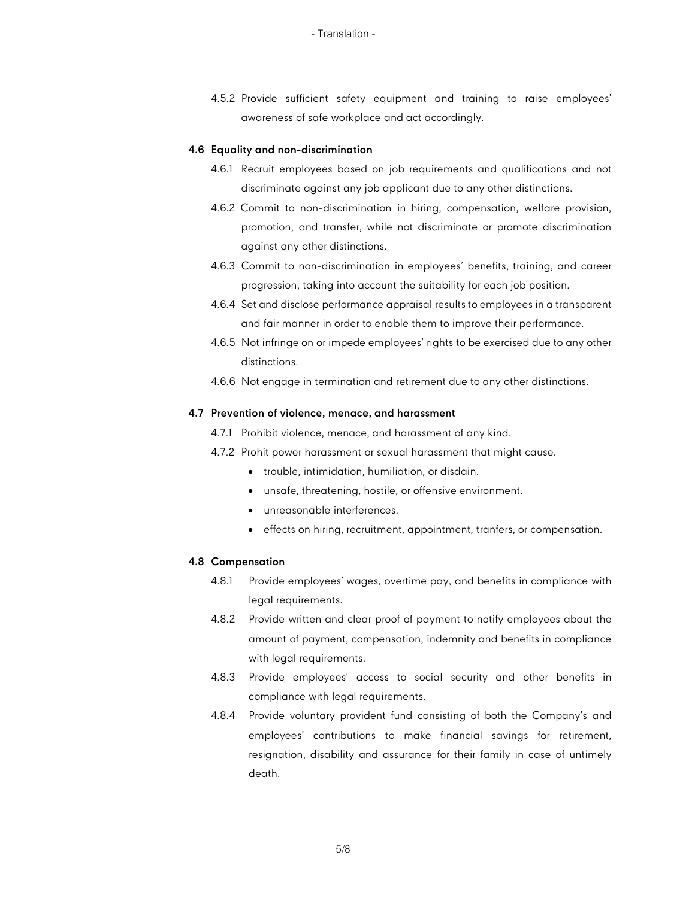4.5.2 Provide sufficient safety equipment and training to raise employees' awareness of safe workplace and act accordingly.

### 4.6 Equality and non-discrimination

4.6.1 Recruit employees based on job requirements and qualifications and not discriminate against any job applicant due to any other distinctions.

4.6.2 Commit to non-discrimination in hiring, compensation, welfare provision, promotion, and transfer, while not discriminate or promote discrimination against any other distinctions.

4.6.3 Commit to non-discrimination in employees' benefits, training, and career progression, taking into account the suitability for each job position.

4.6.4 Set and disclose performance appraisal results to employees in a transparent and fair manner in order to enable them to improve their performance.

4.6.5 Not infringe on or impede employees' rights to be exercised due to any other distinctions.

4.6.6 Not engage in termination and retirement due to any other distinctions.

### 4.7 Prevention of violence, menace, and harassment

4.7.1 Prohibit violence, menace, and harassment of any kind.

4.7.2 Prohit power harassment or sexual harassment that might cause.

- trouble, intimidation, humiliation, or disdain.
- unsafe, threatening, hostile, or offensive environment.
- unreasonable interferences.
- effects on hiring, recruitment, appointment, tranfers, or compensation.

### 4.8 Compensation

4.8.1 Provide employees' wages, overtime pay, and benefits in compliance with legal requirements.

4.8.2 Provide written and clear proof of payment to notify employees about the amount of payment, compensation, indemnity and benefits in compliance with legal requirements.

4.8.3 Provide employees' access to social security and other benefits in compliance with legal requirements.

4.8.4 Provide voluntary provident fund consisting of both the Company's and employees' contributions to make financial savings for retirement, resignation, disability and assurance for their family in case of untimely death.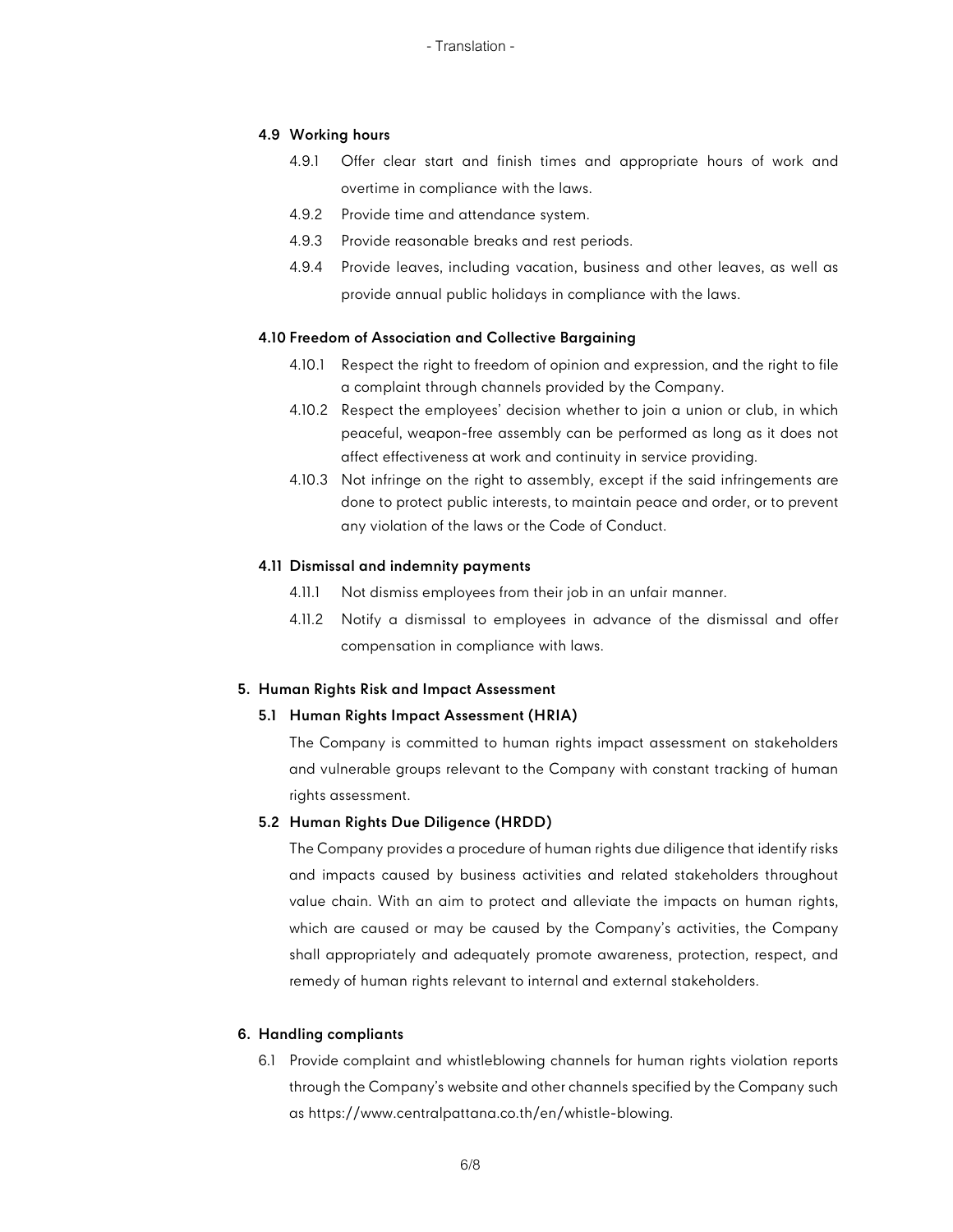**4.9 Working hours**

4.9.1 Offer clear start and finish times and appropriate hours of work and overtime in compliance with the laws.

4.9.2 Provide time and attendance system.

4.9.3 Provide reasonable breaks and rest periods.

4.9.4 Provide leaves, including vacation, business and other leaves, as well as provide annual public holidays in compliance with the laws.

**4.10 Freedom of Association and Collective Bargaining**

4.10.1 Respect the right to freedom of opinion and expression, and the right to file a complaint through channels provided by the Company.

4.10.2 Respect the employees' decision whether to join a union or club, in which peaceful, weapon-free assembly can be performed as long as it does not affect effectiveness at work and continuity in service providing.

4.10.3 Not infringe on the right to assembly, except if the said infringements are done to protect public interests, to maintain peace and order, or to prevent any violation of the laws or the Code of Conduct.

**4.11 Dismissal and indemnity payments**

4.11.1 Not dismiss employees from their job in an unfair manner.

4.11.2 Notify a dismissal to employees in advance of the dismissal and offer compensation in compliance with laws.

## 5. Human Rights Risk and Impact Assessment

### 5.1 Human Rights Impact Assessment (HRIA)

The Company is committed to human rights impact assessment on stakeholders and vulnerable groups relevant to the Company with constant tracking of human rights assessment.

### 5.2 Human Rights Due Diligence (HRDD)

The Company provides a procedure of human rights due diligence that identify risks and impacts caused by business activities and related stakeholders throughout value chain. With an aim to protect and alleviate the impacts on human rights, which are caused or may be caused by the Company's activities, the Company shall appropriately and adequately promote awareness, protection, respect, and remedy of human rights relevant to internal and external stakeholders.

## 6. Handling compliants

6.1 Provide complaint and whistleblowing channels for human rights violation reports through the Company's website and other channels specified by the Company such as https://www.centralpattana.co.th/en/whistle-blowing.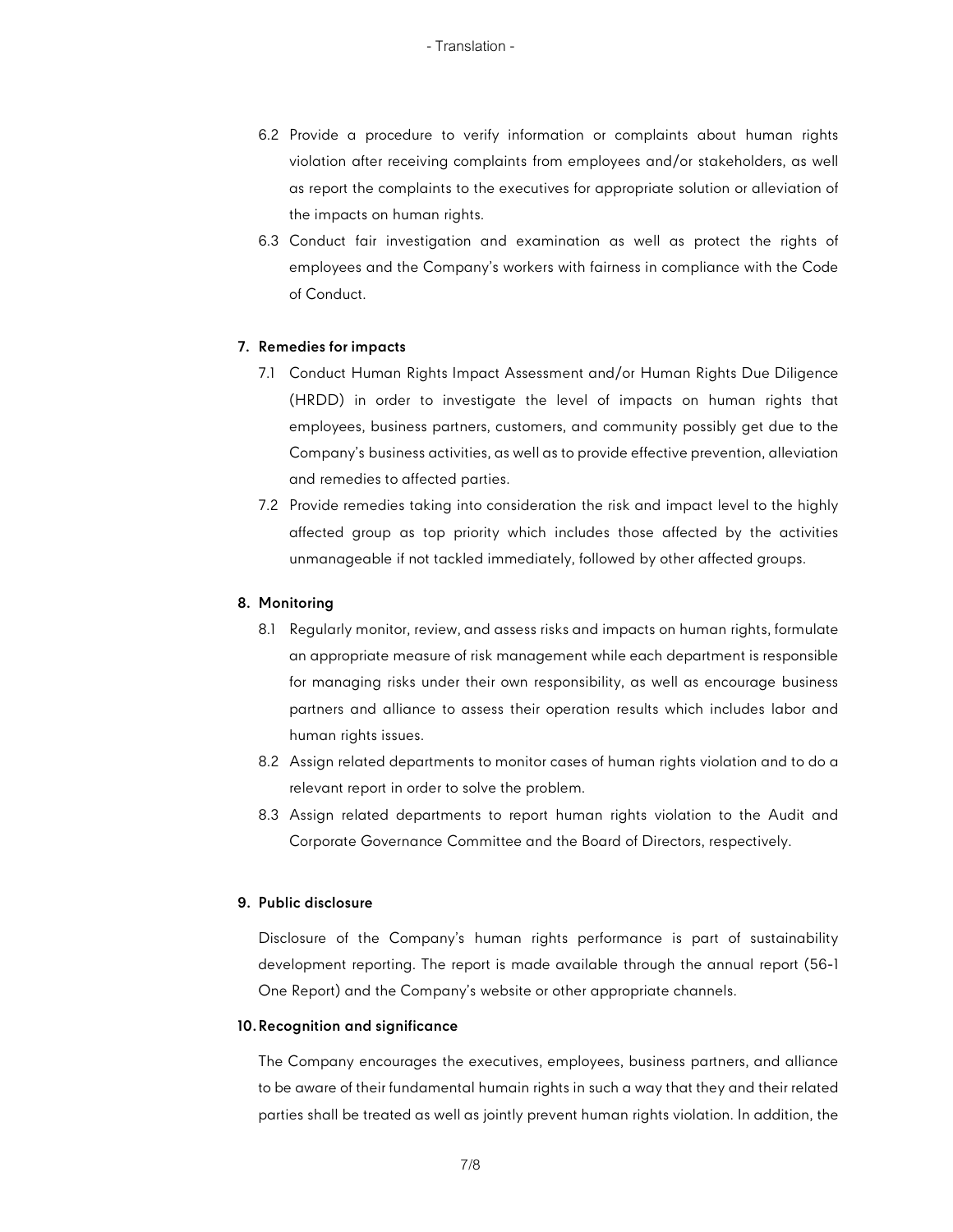6.2 Provide a procedure to verify information or complaints about human rights violation after receiving complaints from employees and/or stakeholders, as well as report the complaints to the executives for appropriate solution or alleviation of the impacts on human rights.

6.3 Conduct fair investigation and examination as well as protect the rights of employees and the Company's workers with fairness in compliance with the Code of Conduct.

**7. Remedies for impacts**

7.1 Conduct Human Rights Impact Assessment and/or Human Rights Due Diligence (HRDD) in order to investigate the level of impacts on human rights that employees, business partners, customers, and community possibly get due to the Company's business activities, as well as to provide effective prevention, alleviation and remedies to affected parties.

7.2 Provide remedies taking into consideration the risk and impact level to the highly affected group as top priority which includes those affected by the activities unmanageable if not tackled immediately, followed by other affected groups.

**8. Monitoring**

8.1 Regularly monitor, review, and assess risks and impacts on human rights, formulate an appropriate measure of risk management while each department is responsible for managing risks under their own responsibility, as well as encourage business partners and alliance to assess their operation results which includes labor and human rights issues.

8.2 Assign related departments to monitor cases of human rights violation and to do a relevant report in order to solve the problem.

8.3 Assign related departments to report human rights violation to the Audit and Corporate Governance Committee and the Board of Directors, respectively.

**9. Public disclosure**

Disclosure of the Company's human rights performance is part of sustainability development reporting. The report is made available through the annual report (56-1 One Report) and the Company's website or other appropriate channels.

**10. Recognition and significance**

The Company encourages the executives, employees, business partners, and alliance to be aware of their fundamental humain rights in such a way that they and their related parties shall be treated as well as jointly prevent human rights violation. In addition, the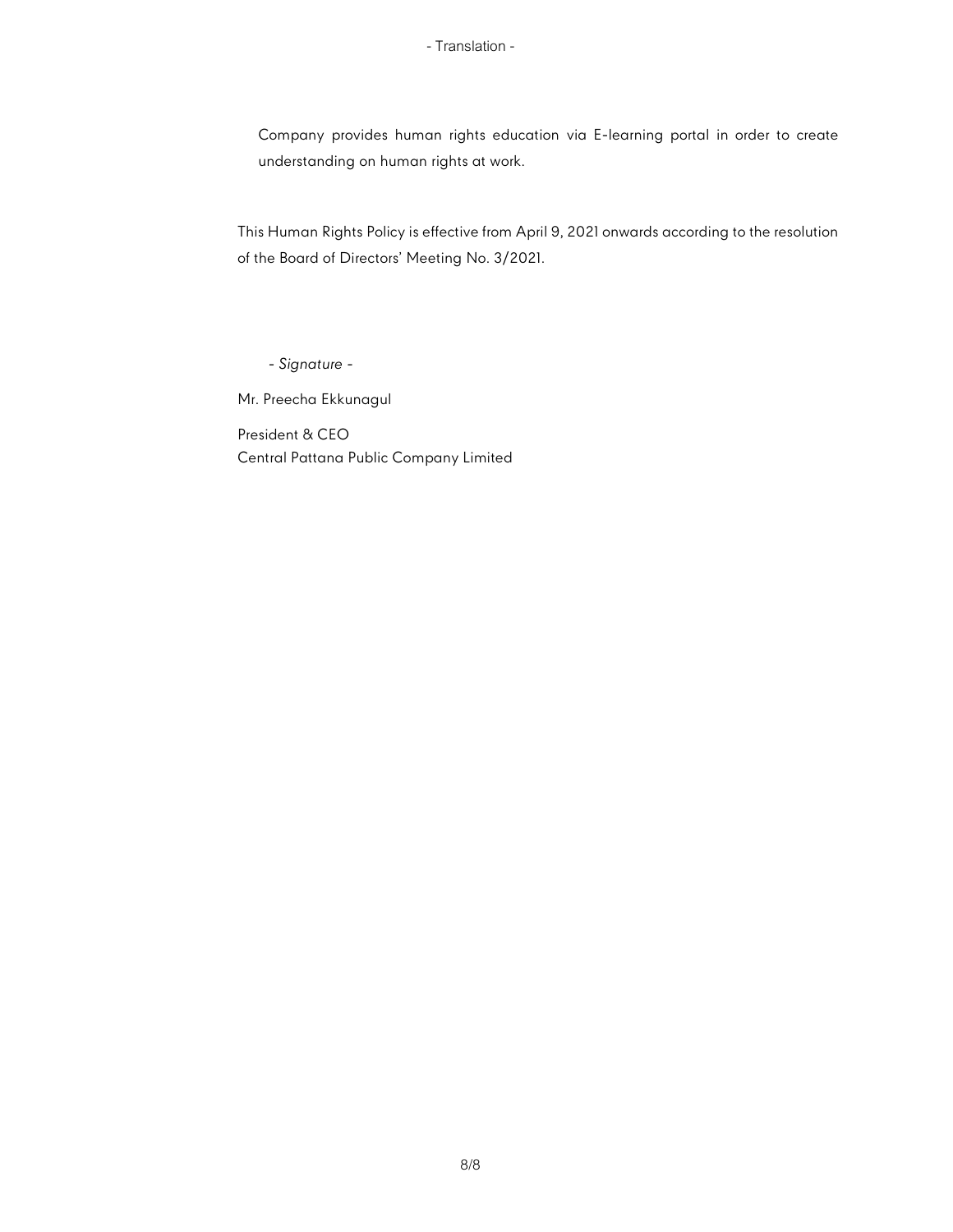Company provides human rights education via E-learning portal in order to create understanding on human rights at work.

This Human Rights Policy is effective from April 9, 2021 onwards according to the resolution of the Board of Directors' Meeting No. 3/2021.

*- Signature -*

Mr. Preecha Ekkunagul

President & CEO
Central Pattana Public Company Limited